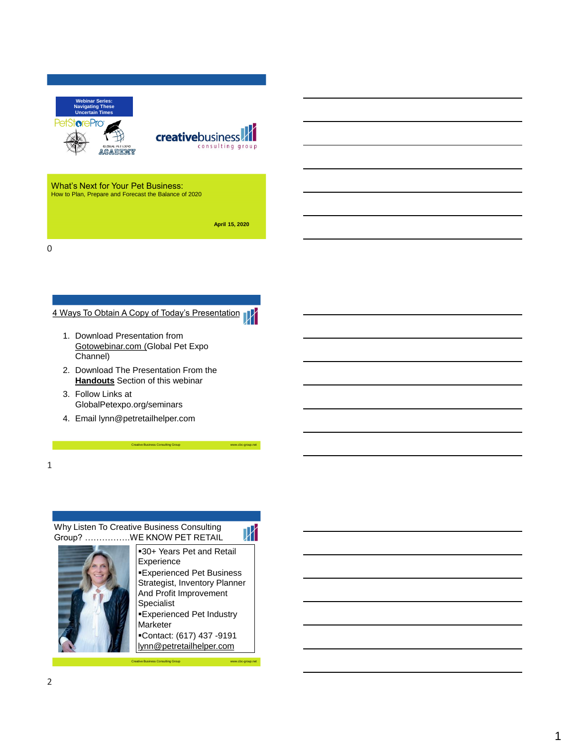Webinar Series: Navigating These Uncertain Times

PetStorePro

GLOBAL PET EXPO ACADEMY

creativebusiness consulting group

## What's Next for Your Pet Business:

How to Plan, Prepare and Forecast the Balance of 2020

April 15, 2020

0

## 4 Ways To Obtain A Copy of Today's Presentation

1. Download Presentation from Gotowebinar.com (Global Pet Expo Channel)
2. Download The Presentation From the **Handouts** Section of this webinar
3. Follow Links at GlobalPetexpo.org/seminars
4. Email lynn@petretailhelper.com

Creative Business Consulting Group www.cbc-group.net

1

## Why Listen To Creative Business Consulting Group? …………….WE KNOW PET RETAIL

- 30+ Years Pet and Retail Experience
- Experienced Pet Business Strategist, Inventory Planner And Profit Improvement Specialist
- Experienced Pet Industry Marketer
- Contact: (617) 437 -9191 lynn@petretailhelper.com

Creative Business Consulting Group www.cbc-group.net

2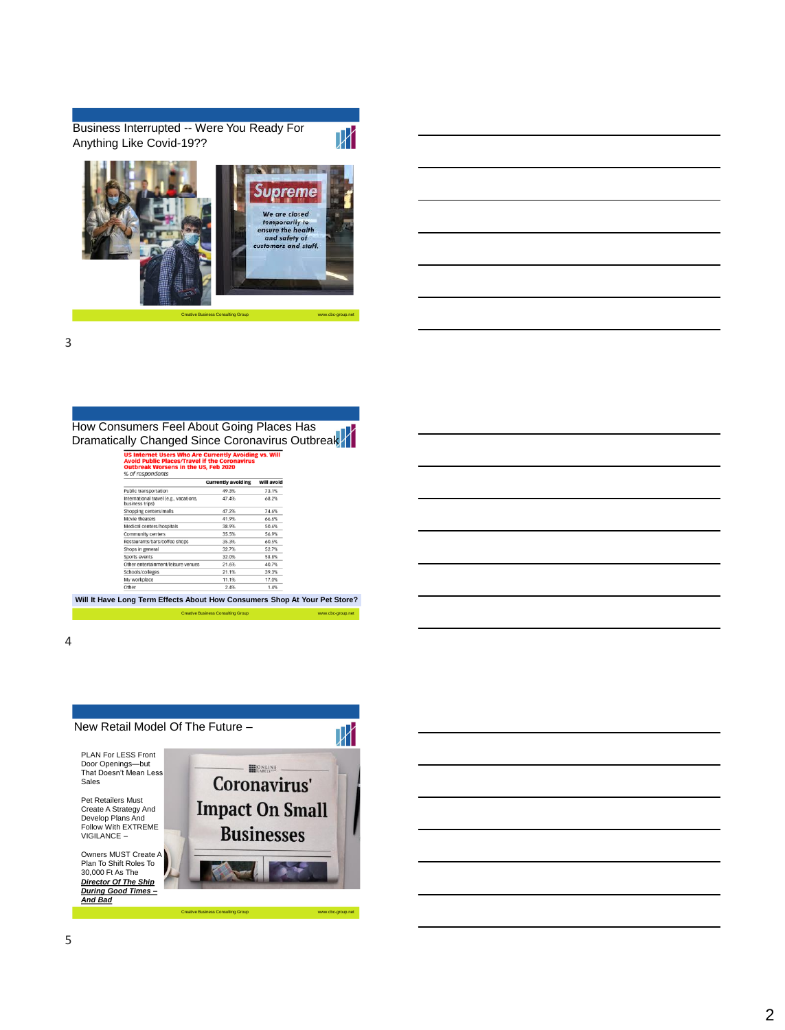## Business Interrupted -- Were You Ready For Anything Like Covid-19??

Creative Business Consulting Group www.cbc-group.net

## How Consumers Feel About Going Places Has Dramatically Changed Since Coronavirus Outbreak

**US Internet Users Who Are Currently Avoiding vs. Will Avoid Public Places/Travel if the Coronavirus Outbreak Worsens in the US, Feb 2020**

*% of respondents*

| | Currently avoiding | Will avoid |
|---|---|---|
| Public transportation | 49.3% | 73.1% |
| International travel (e.g., vacations, business trips) | 47.4% | 68.2% |
| Shopping centers/malls | 47.2% | 74.6% |
| Movie theaters | 41.9% | 66.6% |
| Medical centers/hospitals | 38.9% | 50.6% |
| Community centers | 35.5% | 56.9% |
| Restaurants/bars/coffee shops | 35.3% | 60.5% |
| Shops in general | 32.7% | 52.7% |
| Sports events | 32.0% | 58.8% |
| Other entertainment/leisure venues | 21.6% | 40.7% |
| Schools/colleges | 21.1% | 39.3% |
| My workplace | 11.1% | 17.0% |
| Other | 2.4% | 1.4% |

**Will It Have Long Term Effects About How Consumers Shop At Your Pet Store?**

Creative Business Consulting Group www.cbc-group.net

## New Retail Model Of The Future –

PLAN For LESS Front Door Openings—but That Doesn't Mean Less Sales

Pet Retailers Must Create A Strategy And Develop Plans And Follow With EXTREME VIGILANCE –

Owners MUST Create A Plan To Shift Roles To 30,000 Ft As The ***Director Of The Ship During Good Times – And Bad***

Coronavirus' Impact On Small Businesses

Creative Business Consulting Group www.cbc-group.net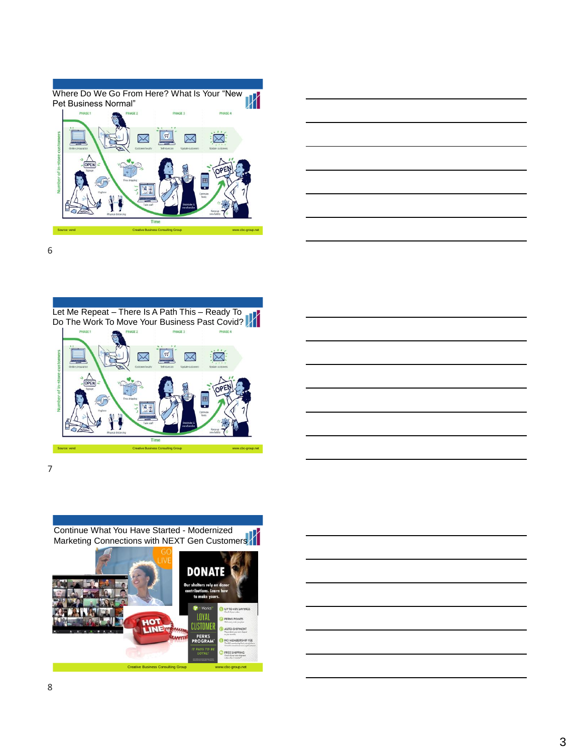## Where Do We Go From Here? What Is Your "New Pet Business Normal"

PHASE 1 PHASE 2 PHASE 3 PHASE 4

Online preparation, Customer loyalty, Sell via ecom, Update customers, Update customers

Signage, Free shipping, Hygiene, Physical distancing, Train staff, Stocktake & merchandise, Optimize tools, Keep up new habits

Number of in-store customers

Time

Source: vend — Creative Business Consulting Group — www.cbc-group.net

6

## Let Me Repeat – There Is A Path This – Ready To Do The Work To Move Your Business Past Covid?

PHASE 1 PHASE 2 PHASE 3 PHASE 4

Online preparation, Customer loyalty, Sell via ecom, Update customers, Update customers

Signage, Free shipping, Hygiene, Physical distancing, Train staff, Stocktake & merchandise, Optimize tools, Keep up new habits

Number of in-store customers

Time

Source: vend — Creative Business Consulting Group — www.cbc-group.net

7

## Continue What You Have Started - Modernized Marketing Connections with NEXT Gen Customers

GO LIVE

DONATE

Our shelters rely on donor contributions. Learn how to make yours.

HOT LINE

LOYAL CUSTOMER PERKS PROGRAM

IT PAYS TO BE LOYAL!

UP TO 40% SAVINGS

PERKS POINTS

AUTO-SHIPMENT

NO MEMBERSHIP FEE

FREE SHIPPING

Creative Business Consulting Group — www.cbc-group.net

8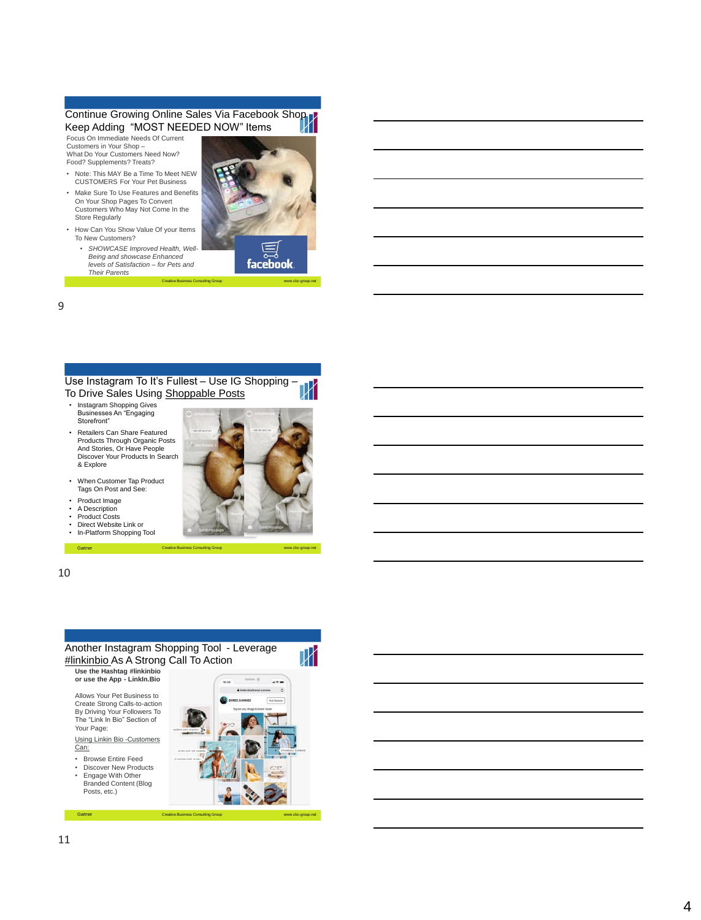## Continue Growing Online Sales Via Facebook Shop Keep Adding "MOST NEEDED NOW" Items

Focus On Immediate Needs Of Current Customers in Your Shop – What Do Your Customers Need Now? Food? Supplements? Treats?

- Note: This MAY Be a Time To Meet NEW CUSTOMERS For Your Pet Business
- Make Sure To Use Features and Benefits On Your Shop Pages To Convert Customers Who May Not Come In the Store Regularly
- How Can You Show Value Of your Items To New Customers?
  - *SHOWCASE Improved Health, Well-Being and showcase Enhanced levels of Satisfaction – for Pets and Their Parents*

facebook

Creative Business Consulting Group www.cbc-group.net

9

## Use Instagram To It's Fullest – Use IG Shopping – To Drive Sales Using Shoppable Posts

- Instagram Shopping Gives Businesses An "Engaging Storefront"
- Retailers Can Share Featured Products Through Organic Posts And Stories, Or Have People Discover Your Products In Search & Explore
- When Customer Tap Product Tags On Post and See:
- Product Image
- A Description
- Product Costs
- Direct Website Link or
- In-Platform Shopping Tool

Gartner Creative Business Consulting Group www.cbc-group.net

10

## Another Instagram Shopping Tool - Leverage #linkinbio As A Strong Call To Action

**Use the Hashtag #linkinbio or use the App - LinkIn.Bio**

Allows Your Pet Business to Create Strong Calls-to-action By Driving Your Followers To The "Link In Bio" Section of Your Page:

Using Linkin Bio -Customers Can:

- Browse Entire Feed
- Discover New Products
- Engage With Other Branded Content (Blog Posts, etc.)

Gartner Creative Business Consulting Group www.cbc-group.net

11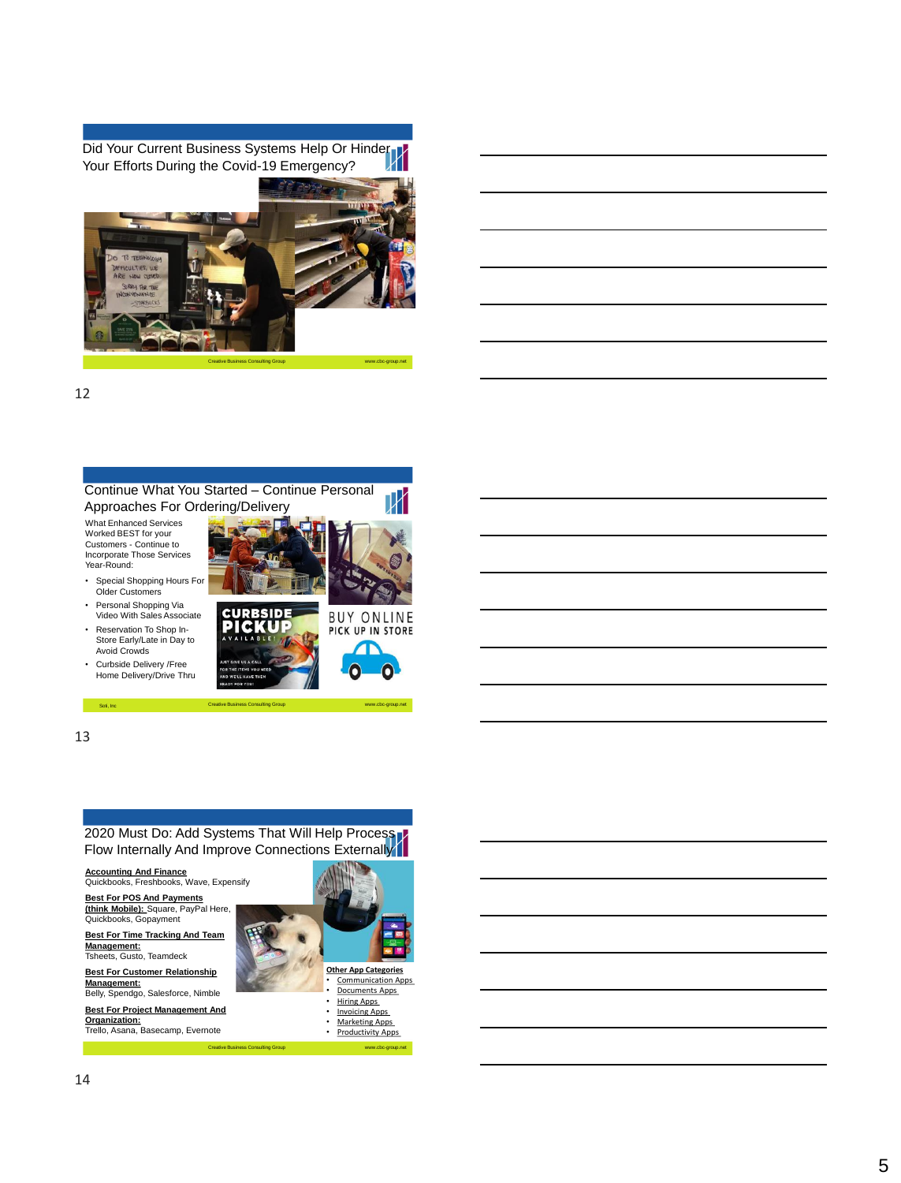## Did Your Current Business Systems Help Or Hinder Your Efforts During the Covid-19 Emergency?

Creative Business Consulting Group www.cbc-group.net

12

## Continue What You Started – Continue Personal Approaches For Ordering/Delivery

What Enhanced Services Worked BEST for your Customers - Continue to Incorporate Those Services Year-Round:

- Special Shopping Hours For Older Customers
- Personal Shopping Via Video With Sales Associate
- Reservation To Shop In-Store Early/Late in Day to Avoid Crowds
- Curbside Delivery /Free Home Delivery/Drive Thru

CURBSIDE PICKUP AVAILABLE!

BUY ONLINE PICK UP IN STORE

Scil, Inc Creative Business Consulting Group www.cbc-group.net

13

## 2020 Must Do: Add Systems That Will Help Process Flow Internally And Improve Connections Externally

**Accounting And Finance**
Quickbooks, Freshbooks, Wave, Expensify

**Best For POS And Payments (think Mobile):** Square, PayPal Here, Quickbooks, Gopayment

**Best For Time Tracking And Team Management:**
Tsheets, Gusto, Teamdeck

**Best For Customer Relationship Management:**
Belly, Spendgo, Salesforce, Nimble

**Best For Project Management And Organization:**
Trello, Asana, Basecamp, Evernote

**Other App Categories**

- Communication Apps
- Documents Apps
- Hiring Apps
- Invoicing Apps
- Marketing Apps
- Productivity Apps

Creative Business Consulting Group www.cbc-group.net

14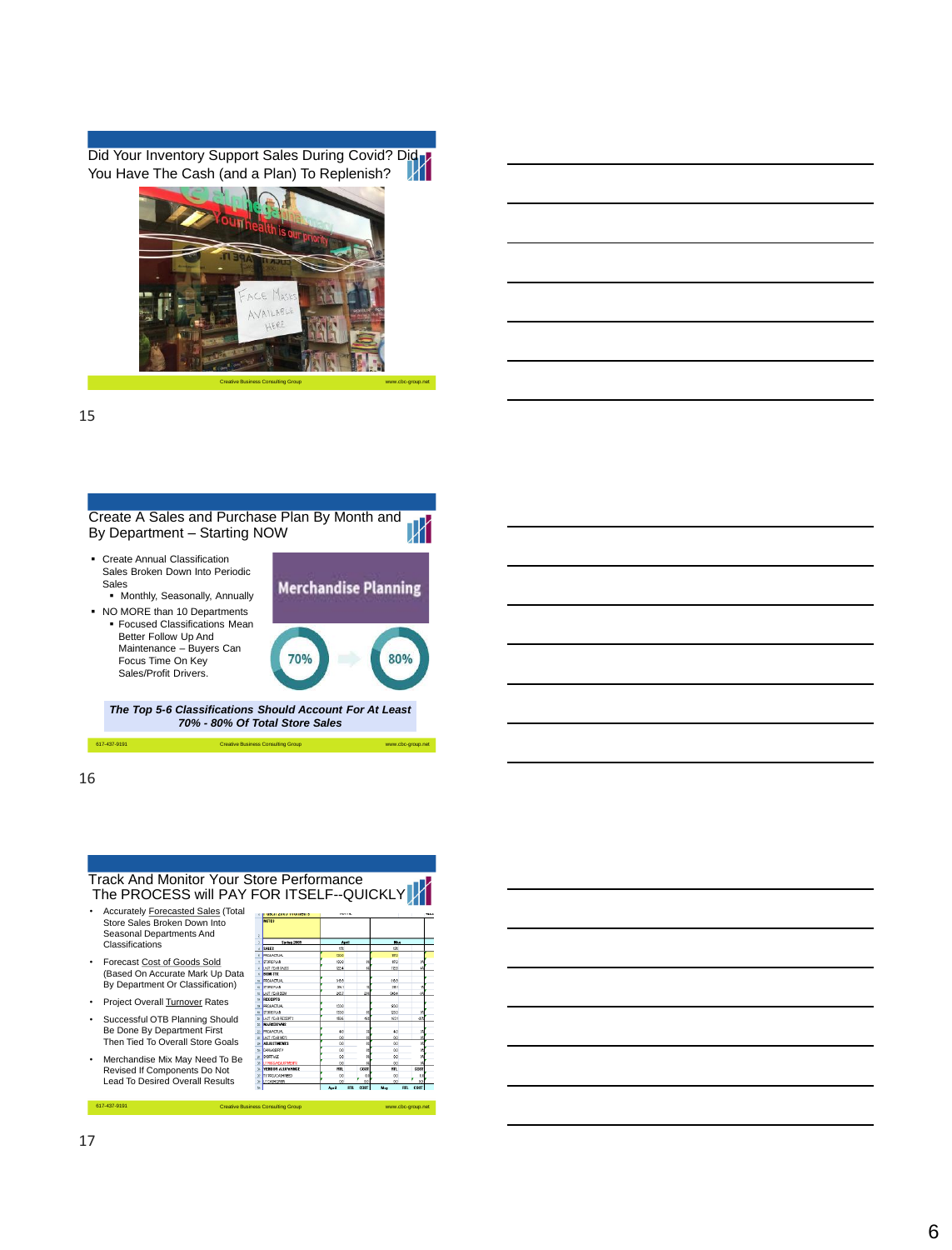## Did Your Inventory Support Sales During Covid? Did You Have The Cash (and a Plan) To Replenish?

Creative Business Consulting Group www.cbc-group.net

15

## Create A Sales and Purchase Plan By Month and By Department – Starting NOW

- Create Annual Classification Sales Broken Down Into Periodic Sales
  - Monthly, Seasonally, Annually
- NO MORE than 10 Departments
  - Focused Classifications Mean Better Follow Up And Maintenance – Buyers Can Focus Time On Key Sales/Profit Drivers.

Merchandise Planning

70% → 80%

***The Top 5-6 Classifications Should Account For At Least 70% - 80% Of Total Store Sales***

617-437-9191 Creative Business Consulting Group www.cbc-group.net

16

## Track And Monitor Your Store Performance The PROCESS will PAY FOR ITSELF--QUICKLY

- Accurately Forecasted Sales (Total Store Sales Broken Down Into Seasonal Departments And Classifications
- Forecast Cost of Goods Sold (Based On Accurate Mark Up Data By Department Or Classification)
- Project Overall Turnover Rates
- Successful OTB Planning Should Be Done By Department First Then Tied To Overall Store Goals
- Merchandise Mix May Need To Be Revised If Components Do Not Lead To Desired Overall Results

617-437-9191 Creative Business Consulting Group www.cbc-group.net

17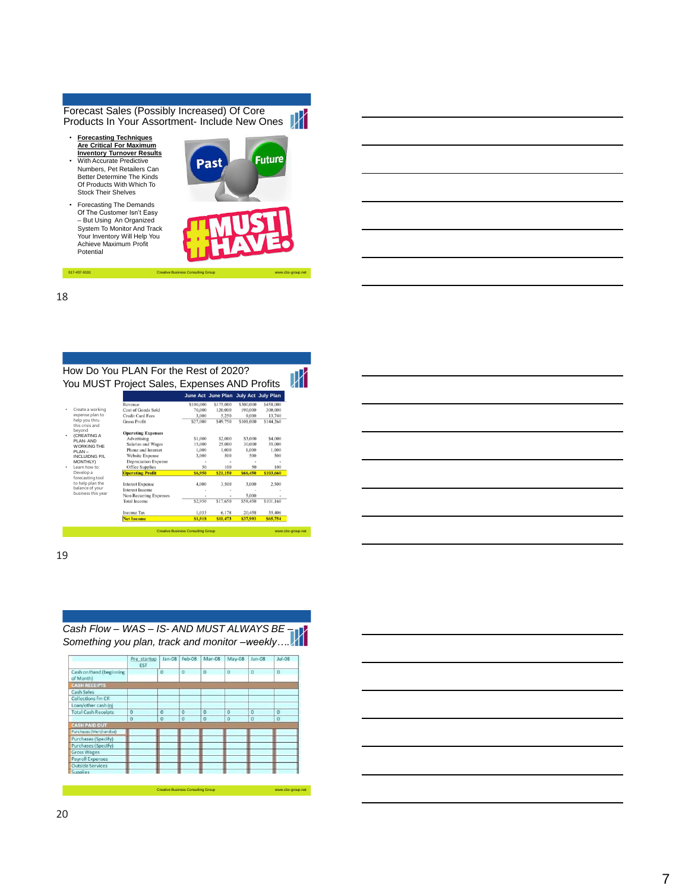## Forecast Sales (Possibly Increased) Of Core Products In Your Assortment- Include New Ones

- **Forecasting Techniques Are Critical For Maximum Inventory Turnover Results**
- With Accurate Predictive Numbers, Pet Retailers Can Better Determine The Kinds Of Products With Which To Stock Their Shelves
- Forecasting The Demands Of The Customer Isn't Easy – But Using An Organized System To Monitor And Track Your Inventory Will Help You Achieve Maximum Profit Potential

617-437-9191 Creative Business Consulting Group www.cbc-group.net

18

## How Do You PLAN For the Rest of 2020? You MUST Project Sales, Expenses AND Profits

- Create a working expense plan to help you thru this crisis and beyond
- (CREATING A PLAN- AND WORKING THE PLAN – INCLUDIING P/L MONTHLY)
- Learn how to: Develop a forecasting tool to help plan the balance of your business this year

| | June Act | June Plan | July Act | July Plan |
|---|---|---|---|---|
| Revenue | $100,000 | $175,000 | $300,000 | $458,000 |
| Cost of Goods Sold | 70,000 | 120,000 | 190,000 | 300,000 |
| Credit Card Fees | 3,000 | 5,250 | 9,000 | 13,740 |
| Gross Profit | $27,000 | $49,750 | $101,000 | $144,260 |
| **Operating Expenses** | | | | |
| Advertising | $1,000 | $2,000 | $3,000 | $4,000 |
| Salaries and Wages | 15,000 | 25,000 | 30,000 | 35,000 |
| Phone and Internet | 1,000 | 1,000 | 1,000 | 1,000 |
| Website Expense | 3,000 | 500 | 500 | 500 |
| Depreciation Expense | - | - | - | - |
| Office Supplies | 50 | 100 | 50 | 100 |
| **Operating Profit** | $6,950 | $21,150 | $66,450 | $103,660 |
| Interest Expense | 4,000 | 3,500 | 3,000 | 2,500 |
| Interest Income | - | - | - | - |
| Non-Recurring Expenses | - | - | 5,000 | - |
| Total Income | $2,950 | $17,650 | $58,450 | $101,160 |
| Income Tax | 1,033 | 6,178 | 20,458 | 35,406 |
| **Net Income** | $1,918 | $11,473 | $37,993 | $65,754 |

Creative Business Consulting Group www.cbc-group.net

19

## *Cash Flow – WAS – IS- AND MUST ALWAYS BE – Something you plan, track and monitor –weekly….*

| | Pre startup EST | Jan-08 | Feb-08 | Mar-08 | May-08 | Jun-08 | Jul-08 |
|---|---|---|---|---|---|---|---|
| Cash on Hand (beginning of Month) | | 0 | 0 | 0 | 0 | 0 | 0 |
| **CASH RECEIPTS** | | | | | | | |
| Cash Sales | | | | | | | |
| Collections fm CR | | | | | | | |
| Loan/other cash inj | | | | | | | |
| Total Cash Receipts | 0 | 0 | 0 | 0 | 0 | 0 | 0 |
| | 0 | 0 | 0 | 0 | 0 | 0 | 0 |
| **CASH PAID OUT** | | | | | | | |
| Purchases (Merchandise) | | | | | | | |
| Purchases (Specify) | | | | | | | |
| Purchases (Specify) | | | | | | | |
| Gross Wages | | | | | | | |
| Payroll Expenses | | | | | | | |
| Outside Services | | | | | | | |
| Supplies | | | | | | | |

Creative Business Consulting Group www.cbc-group.net

20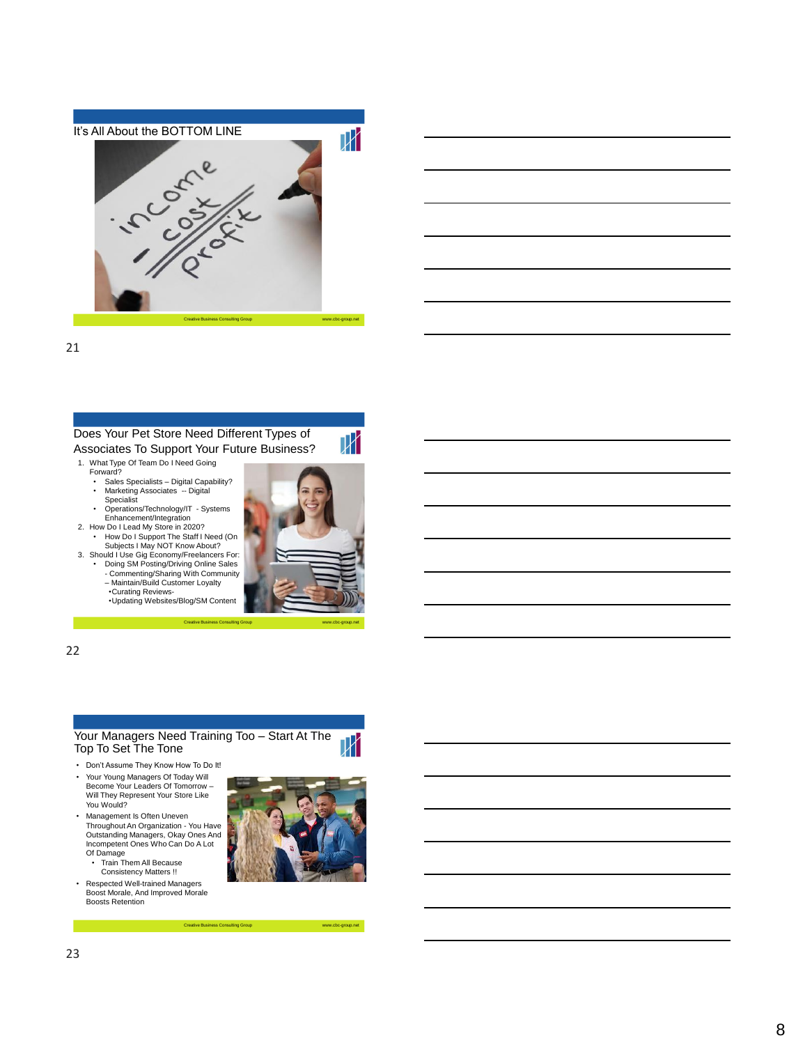## It's All About the BOTTOM LINE

Creative Business Consulting Group www.cbc-group.net

21

## Does Your Pet Store Need Different Types of Associates To Support Your Future Business?

1. What Type Of Team Do I Need Going Forward?
   - Sales Specialists – Digital Capability?
   - Marketing Associates -- Digital Specialist
   - Operations/Technology/IT - Systems Enhancement/Integration
2. How Do I Lead My Store in 2020?
   - How Do I Support The Staff I Need (On Subjects I May NOT Know About?
3. Should I Use Gig Economy/Freelancers For:
   - Doing SM Posting/Driving Online Sales - Commenting/Sharing With Community – Maintain/Build Customer Loyalty •Curating Reviews- •Updating Websites/Blog/SM Content

Creative Business Consulting Group www.cbc-group.net

22

## Your Managers Need Training Too – Start At The Top To Set The Tone

- Don't Assume They Know How To Do It!
- Your Young Managers Of Today Will Become Your Leaders Of Tomorrow – Will They Represent Your Store Like You Would?
- Management Is Often Uneven Throughout An Organization - You Have Outstanding Managers, Okay Ones And Incompetent Ones Who Can Do A Lot Of Damage
  - Train Them All Because Consistency Matters !!
- Respected Well-trained Managers Boost Morale, And Improved Morale Boosts Retention

Creative Business Consulting Group www.cbc-group.net

23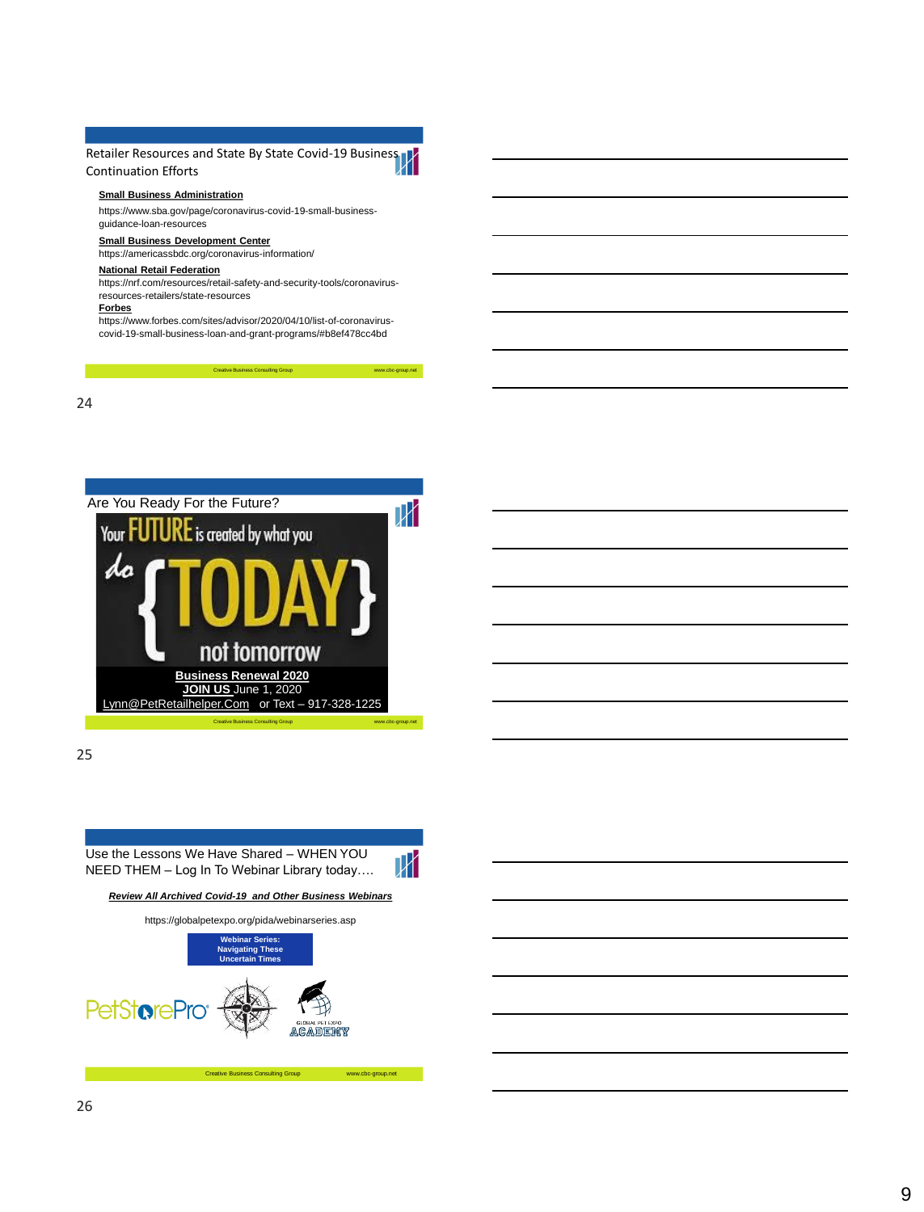## Retailer Resources and State By State Covid-19 Business Continuation Efforts

**Small Business Administration**
https://www.sba.gov/page/coronavirus-covid-19-small-business-guidance-loan-resources

**Small Business Development Center**
https://americassbdc.org/coronavirus-information/

**National Retail Federation**
https://nrf.com/resources/retail-safety-and-security-tools/coronavirus-resources-retailers/state-resources

**Forbes**
https://www.forbes.com/sites/advisor/2020/04/10/list-of-coronavirus-covid-19-small-business-loan-and-grant-programs/#b8ef478cc4bd

Creative Business Consulting Group www.cbc-group.net

24

## Are You Ready For the Future?

Your FUTURE is created by what you do {TODAY} not tomorrow

**Business Renewal 2020**
**JOIN US** June 1, 2020
Lynn@PetRetailhelper.Com or Text – 917-328-1225

Creative Business Consulting Group www.cbc-group.net

25

## Use the Lessons We Have Shared – WHEN YOU NEED THEM – Log In To Webinar Library today….

***Review All Archived Covid-19 and Other Business Webinars***

https://globalpetexpo.org/pida/webinarseries.asp

**Webinar Series: Navigating These Uncertain Times**

PetStorePro® GLOBAL PET EXPO ACADEMY

Creative Business Consulting Group www.cbc-group.net

26